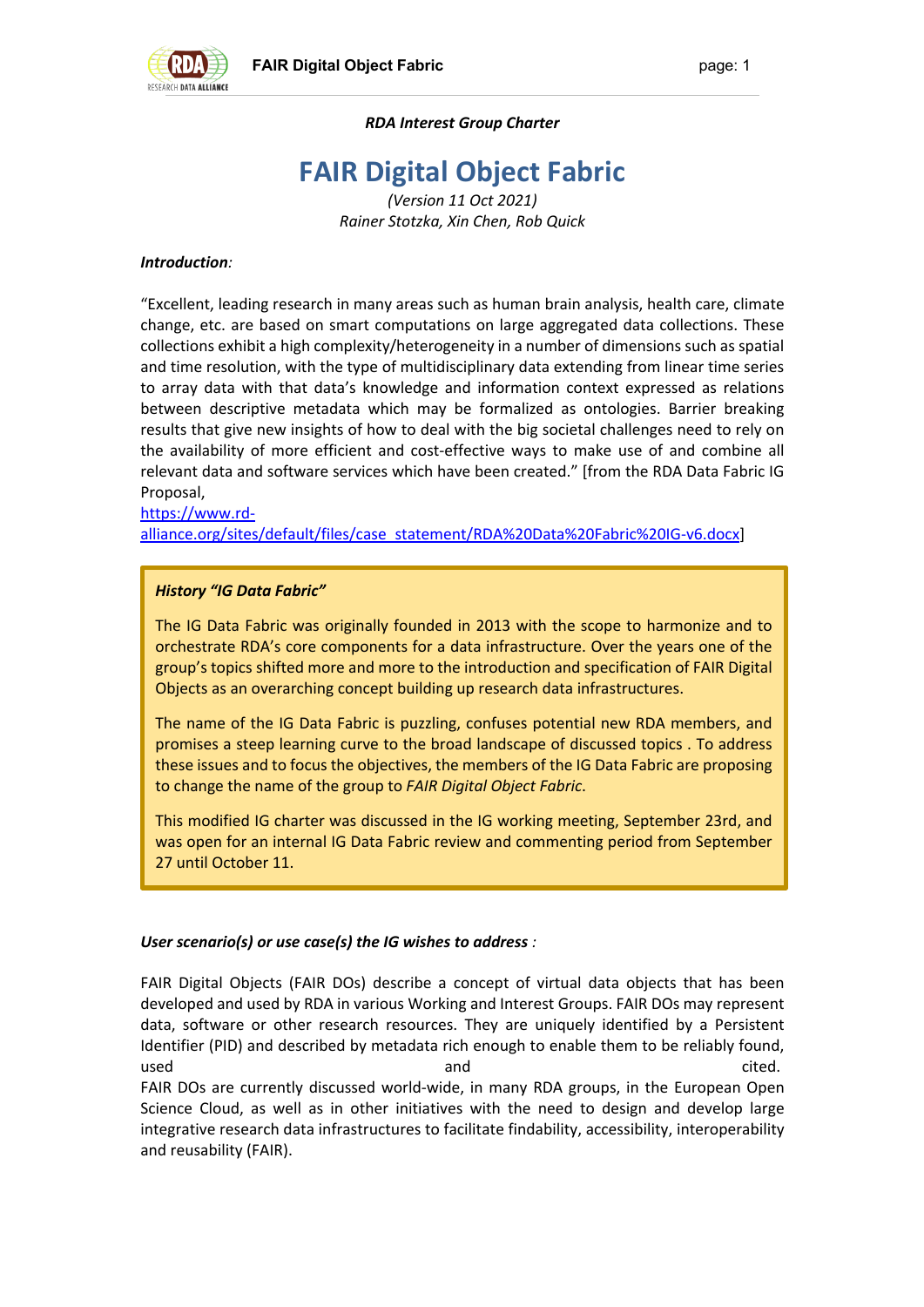*RDA Interest Group Charter*

# FAIR Digital Object Fabric

*(Version 11 Oct 2021)*
*Rainer Stotzka, Xin Chen, Rob Quick*

***Introduction:***

"Excellent, leading research in many areas such as human brain analysis, health care, climate change, etc. are based on smart computations on large aggregated data collections. These collections exhibit a high complexity/heterogeneity in a number of dimensions such as spatial and time resolution, with the type of multidisciplinary data extending from linear time series to array data with that data's knowledge and information context expressed as relations between descriptive metadata which may be formalized as ontologies. Barrier breaking results that give new insights of how to deal with the big societal challenges need to rely on the availability of more efficient and cost-effective ways to make use of and combine all relevant data and software services which have been created." [from the RDA Data Fabric IG Proposal, https://www.rd-alliance.org/sites/default/files/case_statement/RDA%20Data%20Fabric%20IG-v6.docx]

> ***History "IG Data Fabric"***
>
> The IG Data Fabric was originally founded in 2013 with the scope to harmonize and to orchestrate RDA's core components for a data infrastructure. Over the years one of the group's topics shifted more and more to the introduction and specification of FAIR Digital Objects as an overarching concept building up research data infrastructures.
>
> The name of the IG Data Fabric is puzzling, confuses potential new RDA members, and promises a steep learning curve to the broad landscape of discussed topics . To address these issues and to focus the objectives, the members of the IG Data Fabric are proposing to change the name of the group to *FAIR Digital Object Fabric*.
>
> This modified IG charter was discussed in the IG working meeting, September 23rd, and was open for an internal IG Data Fabric review and commenting period from September 27 until October 11.

***User scenario(s) or use case(s) the IG wishes to address :***

FAIR Digital Objects (FAIR DOs) describe a concept of virtual data objects that has been developed and used by RDA in various Working and Interest Groups. FAIR DOs may represent data, software or other research resources. They are uniquely identified by a Persistent Identifier (PID) and described by metadata rich enough to enable them to be reliably found, used and cited.
FAIR DOs are currently discussed world-wide, in many RDA groups, in the European Open Science Cloud, as well as in other initiatives with the need to design and develop large integrative research data infrastructures to facilitate findability, accessibility, interoperability and reusability (FAIR).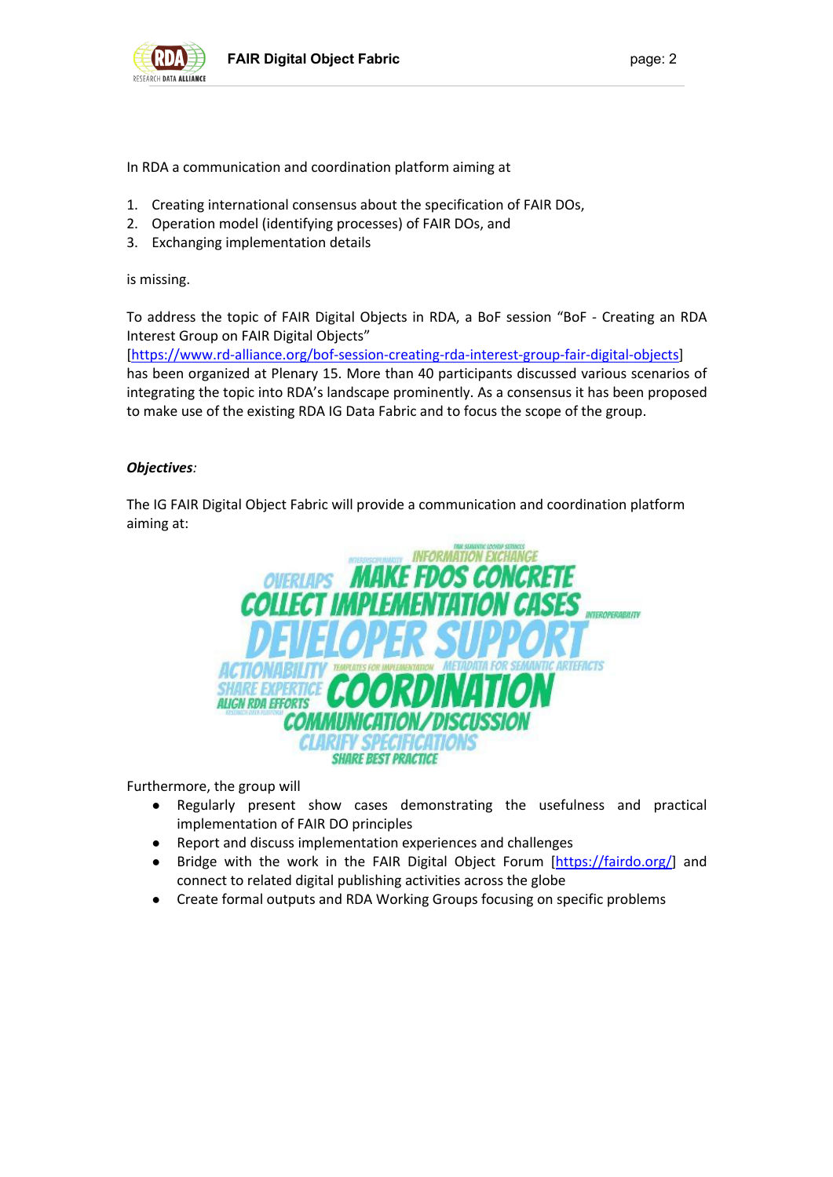In RDA a communication and coordination platform aiming at

1. Creating international consensus about the specification of FAIR DOs,
2. Operation model (identifying processes) of FAIR DOs, and
3. Exchanging implementation details

is missing.

To address the topic of FAIR Digital Objects in RDA, a BoF session "BoF - Creating an RDA Interest Group on FAIR Digital Objects" [https://www.rd-alliance.org/bof-session-creating-rda-interest-group-fair-digital-objects] has been organized at Plenary 15. More than 40 participants discussed various scenarios of integrating the topic into RDA's landscape prominently. As a consensus it has been proposed to make use of the existing RDA IG Data Fabric and to focus the scope of the group.

***Objectives****:*

The IG FAIR Digital Object Fabric will provide a communication and coordination platform aiming at:

Furthermore, the group will

- Regularly present show cases demonstrating the usefulness and practical implementation of FAIR DO principles
- Report and discuss implementation experiences and challenges
- Bridge with the work in the FAIR Digital Object Forum [https://fairdo.org/] and connect to related digital publishing activities across the globe
- Create formal outputs and RDA Working Groups focusing on specific problems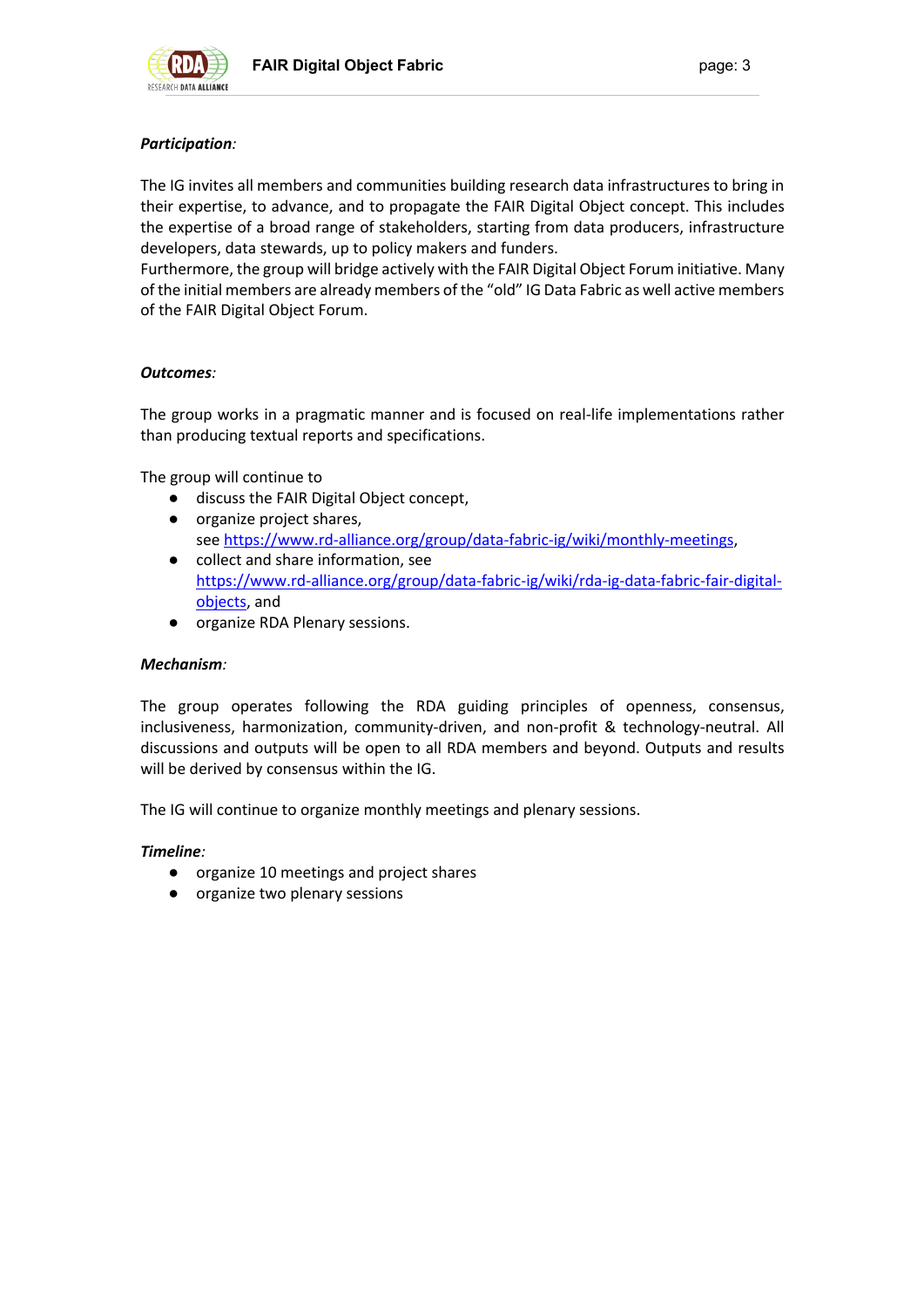***Participation*:**

The IG invites all members and communities building research data infrastructures to bring in their expertise, to advance, and to propagate the FAIR Digital Object concept. This includes the expertise of a broad range of stakeholders, starting from data producers, infrastructure developers, data stewards, up to policy makers and funders.
Furthermore, the group will bridge actively with the FAIR Digital Object Forum initiative. Many of the initial members are already members of the "old" IG Data Fabric as well active members of the FAIR Digital Object Forum.

***Outcomes*:**

The group works in a pragmatic manner and is focused on real-life implementations rather than producing textual reports and specifications.

The group will continue to

- discuss the FAIR Digital Object concept,
- organize project shares, see [https://www.rd-alliance.org/group/data-fabric-ig/wiki/monthly-meetings](https://www.rd-alliance.org/group/data-fabric-ig/wiki/monthly-meetings),
- collect and share information, see [https://www.rd-alliance.org/group/data-fabric-ig/wiki/rda-ig-data-fabric-fair-digital-objects](https://www.rd-alliance.org/group/data-fabric-ig/wiki/rda-ig-data-fabric-fair-digital-objects), and
- organize RDA Plenary sessions.

***Mechanism*:**

The group operates following the RDA guiding principles of openness, consensus, inclusiveness, harmonization, community-driven, and non-profit & technology-neutral. All discussions and outputs will be open to all RDA members and beyond. Outputs and results will be derived by consensus within the IG.

The IG will continue to organize monthly meetings and plenary sessions.

***Timeline*:**

- organize 10 meetings and project shares
- organize two plenary sessions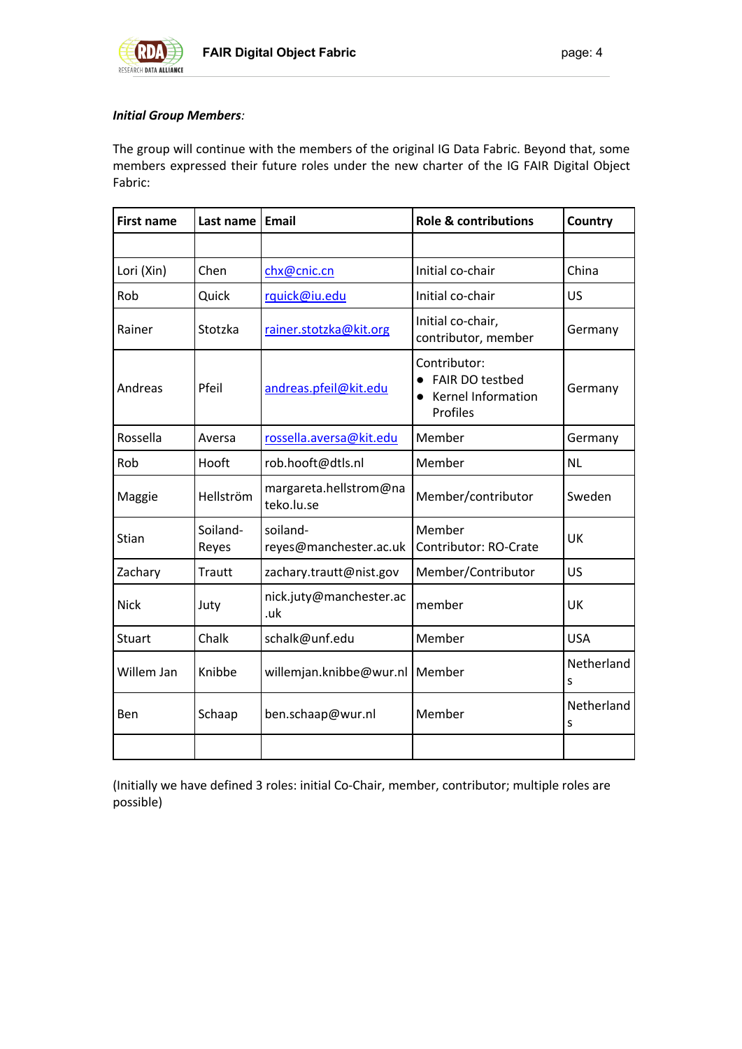***Initial Group Members:***

The group will continue with the members of the original IG Data Fabric. Beyond that, some members expressed their future roles under the new charter of the IG FAIR Digital Object Fabric:

| First name | Last name | Email | Role & contributions | Country |
|---|---|---|---|---|
| | | | | |
| Lori (Xin) | Chen | chx@cnic.cn | Initial co-chair | China |
| Rob | Quick | rquick@iu.edu | Initial co-chair | US |
| Rainer | Stotzka | rainer.stotzka@kit.org | Initial co-chair, contributor, member | Germany |
| Andreas | Pfeil | andreas.pfeil@kit.edu | Contributor: <br>• FAIR DO testbed <br>• Kernel Information Profiles | Germany |
| Rossella | Aversa | rossella.aversa@kit.edu | Member | Germany |
| Rob | Hooft | rob.hooft@dtls.nl | Member | NL |
| Maggie | Hellström | margareta.hellstrom@nateko.lu.se | Member/contributor | Sweden |
| Stian | Soiland-Reyes | soiland-reyes@manchester.ac.uk | Member <br>Contributor: RO-Crate | UK |
| Zachary | Trautt | zachary.trautt@nist.gov | Member/Contributor | US |
| Nick | Juty | nick.juty@manchester.ac.uk | member | UK |
| Stuart | Chalk | schalk@unf.edu | Member | USA |
| Willem Jan | Knibbe | willemjan.knibbe@wur.nl | Member | Netherlands |
| Ben | Schaap | ben.schaap@wur.nl | Member | Netherlands |
| | | | | |

(Initially we have defined 3 roles: initial Co-Chair, member, contributor; multiple roles are possible)